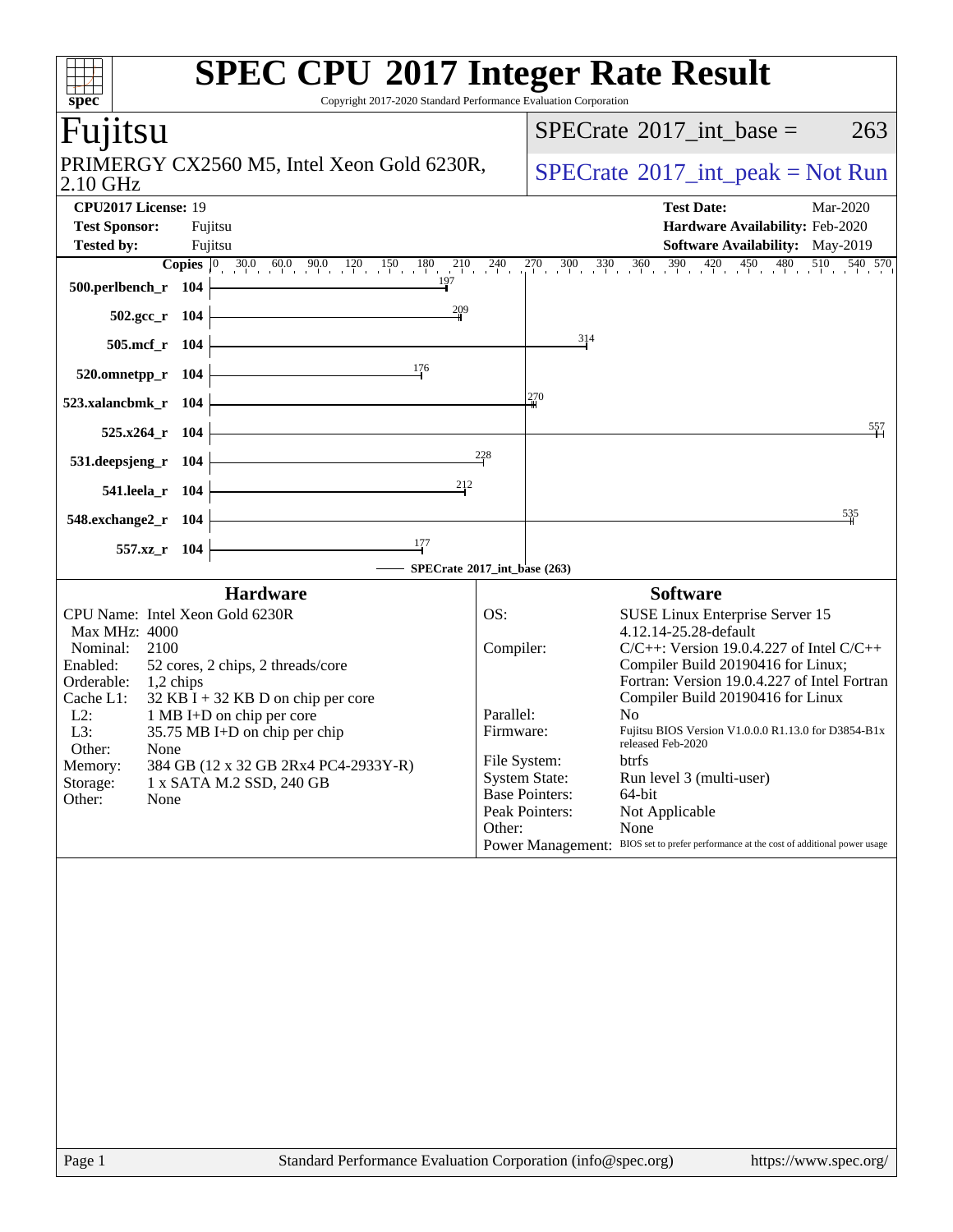# SPEC CPU 2017 Integer Rate Result

Copyright 2017-2020 Standard Performance Evaluation Corporation

## Fujitsu

PRIMERGY CX2560 M5, Intel Xeon Gold 6230R, 2.10 GHz

SPECrate 2017_int_base = 263

SPECrate 2017_int_peak = Not Run

| | | | |
|---|---|---|---|
| **CPU2017 License:** | 19 | **Test Date:** | Mar-2020 |
| **Test Sponsor:** | Fujitsu | **Hardware Availability:** | Feb-2020 |
| **Tested by:** | Fujitsu | **Software Availability:** | May-2019 |

| Benchmark | Copies | SPECrate 2017_int_base |
|---|---|---|
| 500.perlbench_r | 104 | 197 |
| 502.gcc_r | 104 | 209 |
| 505.mcf_r | 104 | 314 |
| 520.omnetpp_r | 104 | 176 |
| 523.xalancbmk_r | 104 | 270 |
| 525.x264_r | 104 | 557 |
| 531.deepsjeng_r | 104 | 228 |
| 541.leela_r | 104 | 212 |
| 548.exchange2_r | 104 | 535 |
| 557.xz_r | 104 | 177 |

SPECrate 2017_int_base (263)

### Hardware

| | |
|---|---|
| CPU Name: | Intel Xeon Gold 6230R |
| Max MHz: | 4000 |
| Nominal: | 2100 |
| Enabled: | 52 cores, 2 chips, 2 threads/core |
| Orderable: | 1,2 chips |
| Cache L1: | 32 KB I + 32 KB D on chip per core |
| L2: | 1 MB I+D on chip per core |
| L3: | 35.75 MB I+D on chip per chip |
| Other: | None |
| Memory: | 384 GB (12 x 32 GB 2Rx4 PC4-2933Y-R) |
| Storage: | 1 x SATA M.2 SSD, 240 GB |
| Other: | None |

### Software

| | |
|---|---|
| OS: | SUSE Linux Enterprise Server 15 4.12.14-25.28-default |
| Compiler: | C/C++: Version 19.0.4.227 of Intel C/C++ Compiler Build 20190416 for Linux; Fortran: Version 19.0.4.227 of Intel Fortran Compiler Build 20190416 for Linux |
| Parallel: | No |
| Firmware: | Fujitsu BIOS Version V1.0.0.0 R1.13.0 for D3854-B1x released Feb-2020 |
| File System: | btrfs |
| System State: | Run level 3 (multi-user) |
| Base Pointers: | 64-bit |
| Peak Pointers: | Not Applicable |
| Other: | None |
| Power Management: | BIOS set to prefer performance at the cost of additional power usage |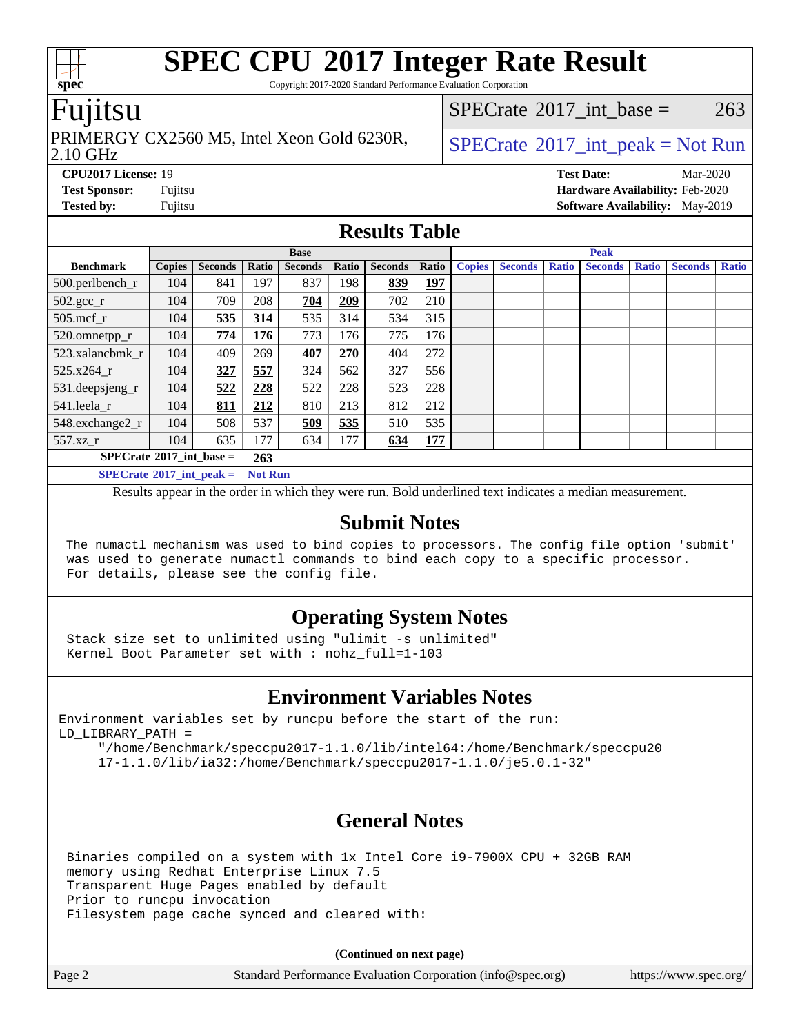# SPEC CPU 2017 Integer Rate Result

Copyright 2017-2020 Standard Performance Evaluation Corporation

## Fujitsu

PRIMERGY CX2560 M5, Intel Xeon Gold 6230R, 2.10 GHz

SPECrate 2017_int_base = 263

SPECrate 2017_int_peak = Not Run

**CPU2017 License:** 19
**Test Sponsor:** Fujitsu
**Tested by:** Fujitsu

**Test Date:** Mar-2020
**Hardware Availability:** Feb-2020
**Software Availability:** May-2019

## Results Table

| Benchmark | Base | | | | | | | Peak | | | | | | |
|---|---|---|---|---|---|---|---|---|---|---|---|---|---|---|
| | Copies | Seconds | Ratio | Seconds | Ratio | Seconds | Ratio | Copies | Seconds | Ratio | Seconds | Ratio | Seconds | Ratio |
| 500.perlbench_r | 104 | 841 | 197 | 837 | 198 | **839** | **197** | | | | | | | |
| 502.gcc_r | 104 | 709 | 208 | **704** | **209** | 702 | 210 | | | | | | | |
| 505.mcf_r | 104 | **535** | **314** | 535 | 314 | 534 | 315 | | | | | | | |
| 520.omnetpp_r | 104 | **774** | **176** | 773 | 176 | 775 | 176 | | | | | | | |
| 523.xalancbmk_r | 104 | 409 | 269 | **407** | **270** | 404 | 272 | | | | | | | |
| 525.x264_r | 104 | **327** | **557** | 324 | 562 | 327 | 556 | | | | | | | |
| 531.deepsjeng_r | 104 | **522** | **228** | 522 | 228 | 523 | 228 | | | | | | | |
| 541.leela_r | 104 | **811** | **212** | 810 | 213 | 812 | 212 | | | | | | | |
| 548.exchange2_r | 104 | 508 | 537 | **509** | **535** | 510 | 535 | | | | | | | |
| 557.xz_r | 104 | 635 | 177 | 634 | 177 | **634** | **177** | | | | | | | |

**SPECrate 2017_int_base = 263**

**SPECrate 2017_int_peak = Not Run**

Results appear in the order in which they were run. Bold underlined text indicates a median measurement.

## Submit Notes

```
The numactl mechanism was used to bind copies to processors. The config file option 'submit'
was used to generate numactl commands to bind each copy to a specific processor.
For details, please see the config file.
```

## Operating System Notes

```
Stack size set to unlimited using "ulimit -s unlimited"
Kernel Boot Parameter set with : nohz_full=1-103
```

## Environment Variables Notes

```
Environment variables set by runcpu before the start of the run:
LD_LIBRARY_PATH =
     "/home/Benchmark/speccpu2017-1.1.0/lib/intel64:/home/Benchmark/speccpu20
     17-1.1.0/lib/ia32:/home/Benchmark/speccpu2017-1.1.0/je5.0.1-32"
```

## General Notes

```
Binaries compiled on a system with 1x Intel Core i9-7900X CPU + 32GB RAM
memory using Redhat Enterprise Linux 7.5
Transparent Huge Pages enabled by default
Prior to runcpu invocation
Filesystem page cache synced and cleared with:
```

**(Continued on next page)**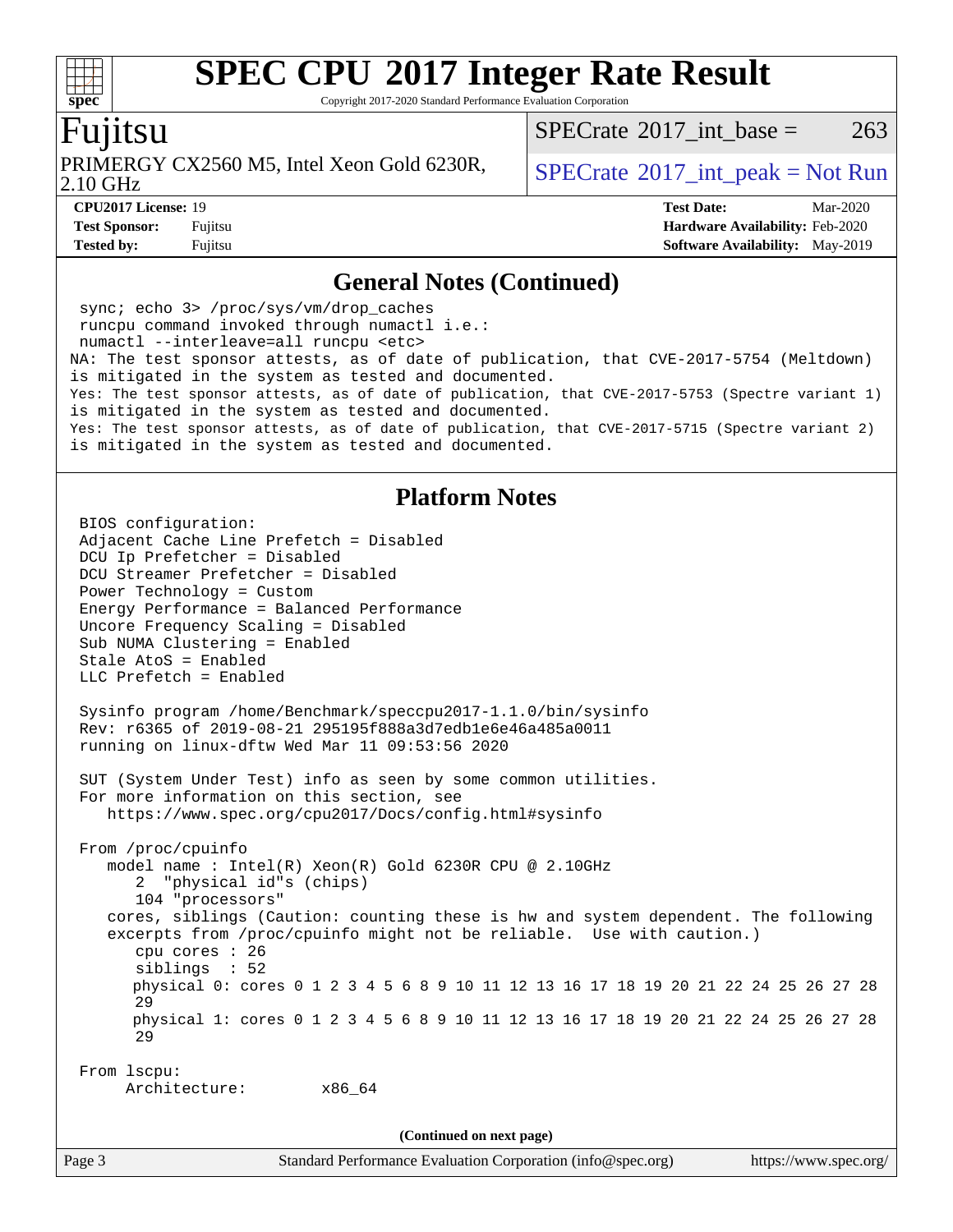## General Notes (Continued)

```
sync; echo 3> /proc/sys/vm/drop_caches
runcpu command invoked through numactl i.e.:
numactl --interleave=all runcpu <etc>
NA: The test sponsor attests, as of date of publication, that CVE-2017-5754 (Meltdown)
is mitigated in the system as tested and documented.
Yes: The test sponsor attests, as of date of publication, that CVE-2017-5753 (Spectre variant 1)
is mitigated in the system as tested and documented.
Yes: The test sponsor attests, as of date of publication, that CVE-2017-5715 (Spectre variant 2)
is mitigated in the system as tested and documented.
```

## Platform Notes

```
BIOS configuration:
Adjacent Cache Line Prefetch = Disabled
DCU Ip Prefetcher = Disabled
DCU Streamer Prefetcher = Disabled
Power Technology = Custom
Energy Performance = Balanced Performance
Uncore Frequency Scaling = Disabled
Sub NUMA Clustering = Enabled
Stale AtoS = Enabled
LLC Prefetch = Enabled

Sysinfo program /home/Benchmark/speccpu2017-1.1.0/bin/sysinfo
Rev: r6365 of 2019-08-21 295195f888a3d7edb1e6e46a485a0011
running on linux-dftw Wed Mar 11 09:53:56 2020

SUT (System Under Test) info as seen by some common utilities.
For more information on this section, see
   https://www.spec.org/cpu2017/Docs/config.html#sysinfo

From /proc/cpuinfo
   model name : Intel(R) Xeon(R) Gold 6230R CPU @ 2.10GHz
      2  "physical id"s (chips)
      104 "processors"
   cores, siblings (Caution: counting these is hw and system dependent. The following
   excerpts from /proc/cpuinfo might not be reliable.  Use with caution.)
      cpu cores : 26
      siblings  : 52
      physical 0: cores 0 1 2 3 4 5 6 8 9 10 11 12 13 16 17 18 19 20 21 22 24 25 26 27 28
      29
      physical 1: cores 0 1 2 3 4 5 6 8 9 10 11 12 13 16 17 18 19 20 21 22 24 25 26 27 28
      29

From lscpu:
     Architecture:        x86_64
```

(Continued on next page)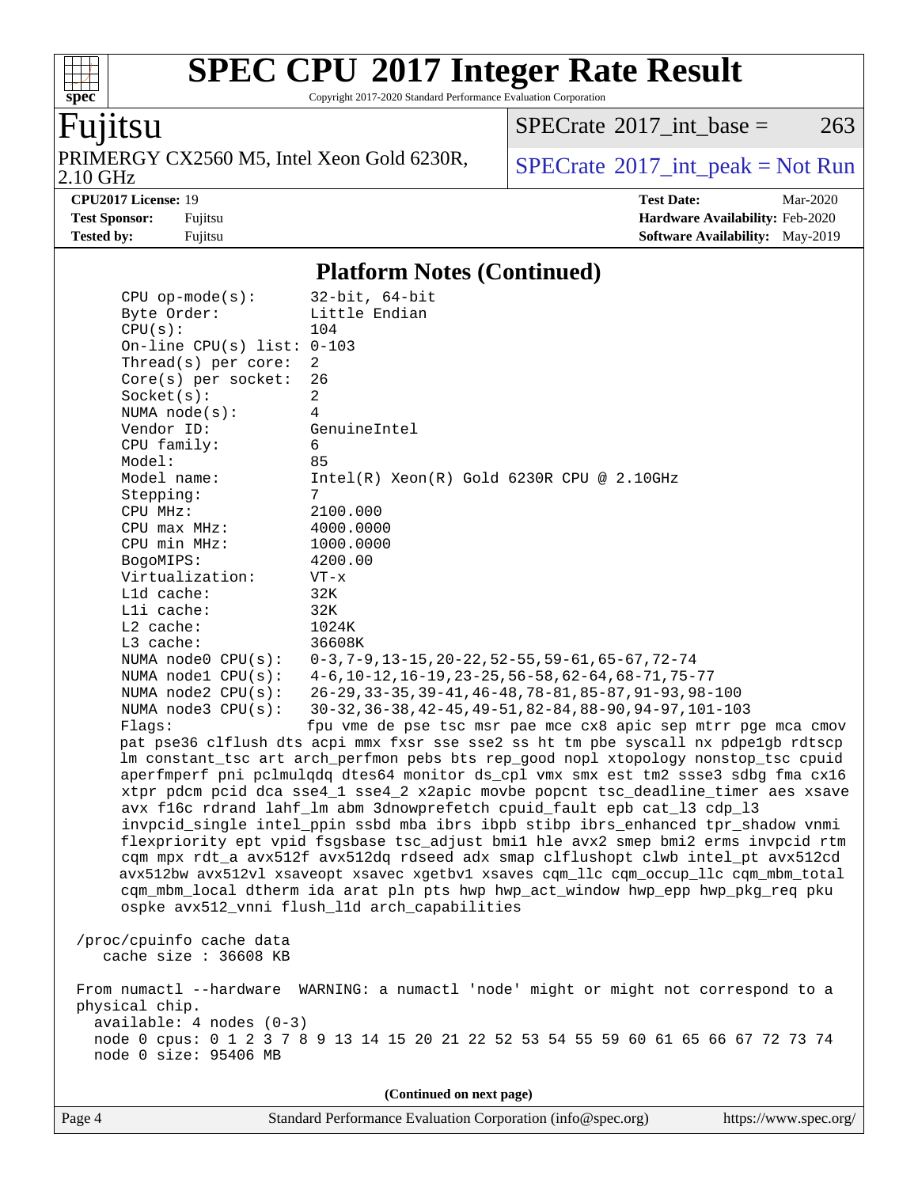## Platform Notes (Continued)

```
CPU op-mode(s):        32-bit, 64-bit
Byte Order:            Little Endian
CPU(s):                104
On-line CPU(s) list:   0-103
Thread(s) per core:    2
Core(s) per socket:    26
Socket(s):             2
NUMA node(s):          4
Vendor ID:             GenuineIntel
CPU family:            6
Model:                 85
Model name:            Intel(R) Xeon(R) Gold 6230R CPU @ 2.10GHz
Stepping:              7
CPU MHz:               2100.000
CPU max MHz:           4000.0000
CPU min MHz:           1000.0000
BogoMIPS:              4200.00
Virtualization:        VT-x
L1d cache:             32K
L1i cache:             32K
L2 cache:              1024K
L3 cache:              36608K
NUMA node0 CPU(s):     0-3,7-9,13-15,20-22,52-55,59-61,65-67,72-74
NUMA node1 CPU(s):     4-6,10-12,16-19,23-25,56-58,62-64,68-71,75-77
NUMA node2 CPU(s):     26-29,33-35,39-41,46-48,78-81,85-87,91-93,98-100
NUMA node3 CPU(s):     30-32,36-38,42-45,49-51,82-84,88-90,94-97,101-103
Flags:                 fpu vme de pse tsc msr pae mce cx8 apic sep mtrr pge mca cmov
pat pse36 clflush dts acpi mmx fxsr sse sse2 ss ht tm pbe syscall nx pdpe1gb rdtscp
lm constant_tsc art arch_perfmon pebs bts rep_good nopl xtopology nonstop_tsc cpuid
aperfmperf pni pclmulqdq dtes64 monitor ds_cpl vmx smx est tm2 ssse3 sdbg fma cx16
xtpr pdcm pcid dca sse4_1 sse4_2 x2apic movbe popcnt tsc_deadline_timer aes xsave
avx f16c rdrand lahf_lm abm 3dnowprefetch cpuid_fault epb cat_l3 cdp_l3
invpcid_single intel_ppin ssbd mba ibrs ibpb stibp ibrs_enhanced tpr_shadow vnmi
flexpriority ept vpid fsgsbase tsc_adjust bmi1 hle avx2 smep bmi2 erms invpcid rtm
cqm mpx rdt_a avx512f avx512dq rdseed adx smap clflushopt clwb intel_pt avx512cd
avx512bw avx512vl xsaveopt xsavec xgetbv1 xsaves cqm_llc cqm_occup_llc cqm_mbm_total
cqm_mbm_local dtherm ida arat pln pts hwp hwp_act_window hwp_epp hwp_pkg_req pku
ospke avx512_vnni flush_l1d arch_capabilities

/proc/cpuinfo cache data
   cache size : 36608 KB

From numactl --hardware  WARNING: a numactl 'node' might or might not correspond to a
physical chip.
  available: 4 nodes (0-3)
  node 0 cpus: 0 1 2 3 7 8 9 13 14 15 20 21 22 52 53 54 55 59 60 61 65 66 67 72 73 74
  node 0 size: 95406 MB
```

(Continued on next page)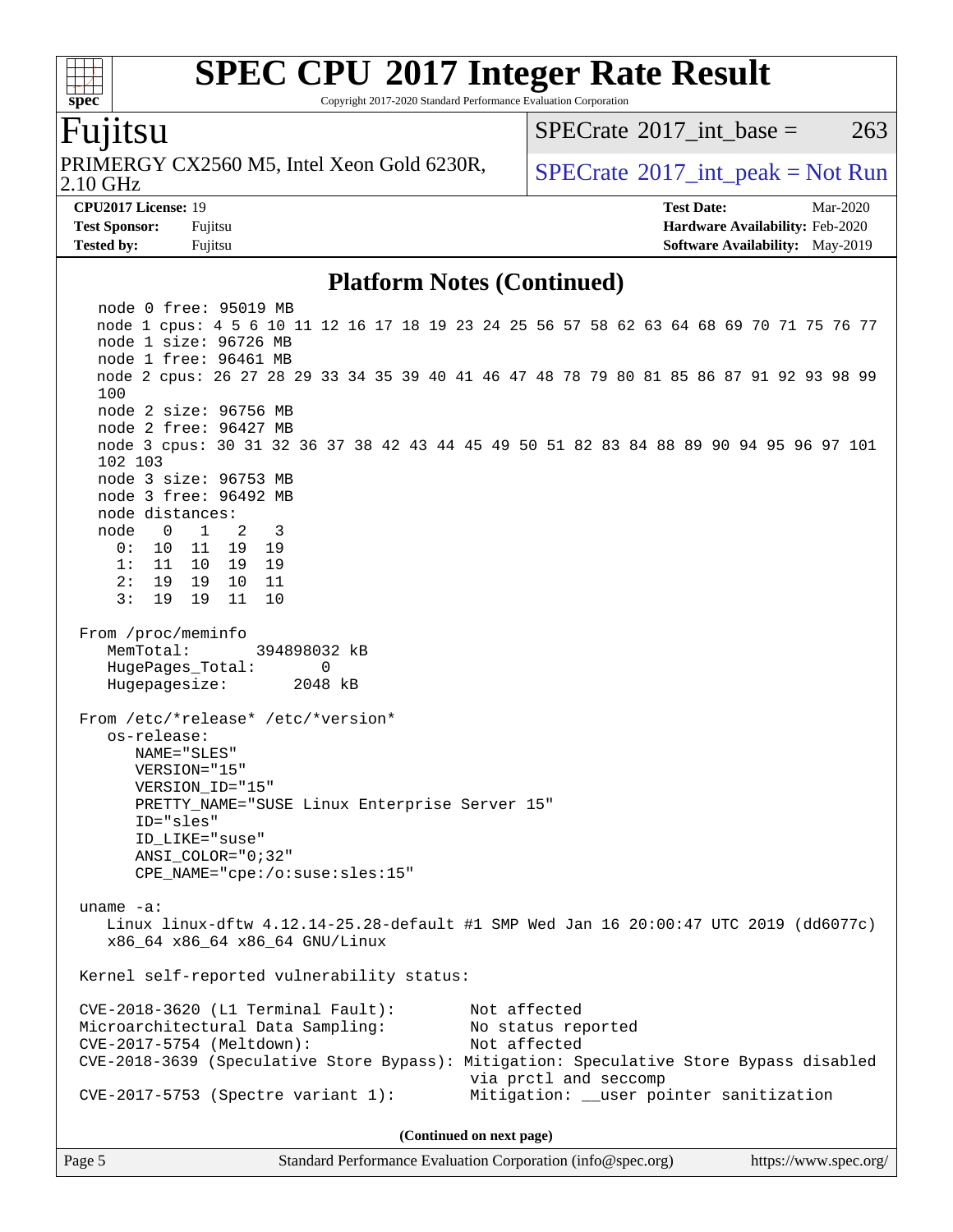# SPEC CPU 2017 Integer Rate Result

Copyright 2017-2020 Standard Performance Evaluation Corporation

## Fujitsu

PRIMERGY CX2560 M5, Intel Xeon Gold 6230R, 2.10 GHz

SPECrate 2017_int_base = 263

SPECrate 2017_int_peak = Not Run

**CPU2017 License:** 19
**Test Sponsor:** Fujitsu
**Tested by:** Fujitsu

**Test Date:** Mar-2020
**Hardware Availability:** Feb-2020
**Software Availability:** May-2019

## Platform Notes (Continued)

```
    node 0 free: 95019 MB
    node 1 cpus: 4 5 6 10 11 12 16 17 18 19 23 24 25 56 57 58 62 63 64 68 69 70 71 75 76 77
    node 1 size: 96726 MB
    node 1 free: 96461 MB
    node 2 cpus: 26 27 28 29 33 34 35 39 40 41 46 47 48 78 79 80 81 85 86 87 91 92 93 98 99
    100
    node 2 size: 96756 MB
    node 2 free: 96427 MB
    node 3 cpus: 30 31 32 36 37 38 42 43 44 45 49 50 51 82 83 84 88 89 90 94 95 96 97 101
    102 103
    node 3 size: 96753 MB
    node 3 free: 96492 MB
    node distances:
    node   0   1   2   3
      0:  10  11  19  19
      1:  11  10  19  19
      2:  19  19  10  11
      3:  19  19  11  10

 From /proc/meminfo
    MemTotal:       394898032 kB
    HugePages_Total:       0
    Hugepagesize:       2048 kB

 From /etc/*release* /etc/*version*
    os-release:
       NAME="SLES"
       VERSION="15"
       VERSION_ID="15"
       PRETTY_NAME="SUSE Linux Enterprise Server 15"
       ID="sles"
       ID_LIKE="suse"
       ANSI_COLOR="0;32"
       CPE_NAME="cpe:/o:suse:sles:15"

 uname -a:
    Linux linux-dftw 4.12.14-25.28-default #1 SMP Wed Jan 16 20:00:47 UTC 2019 (dd6077c)
    x86_64 x86_64 x86_64 GNU/Linux

 Kernel self-reported vulnerability status:

 CVE-2018-3620 (L1 Terminal Fault):        Not affected
 Microarchitectural Data Sampling:         No status reported
 CVE-2017-5754 (Meltdown):                 Not affected
 CVE-2018-3639 (Speculative Store Bypass): Mitigation: Speculative Store Bypass disabled
                                           via prctl and seccomp
 CVE-2017-5753 (Spectre variant 1):        Mitigation: __user pointer sanitization
```

(Continued on next page)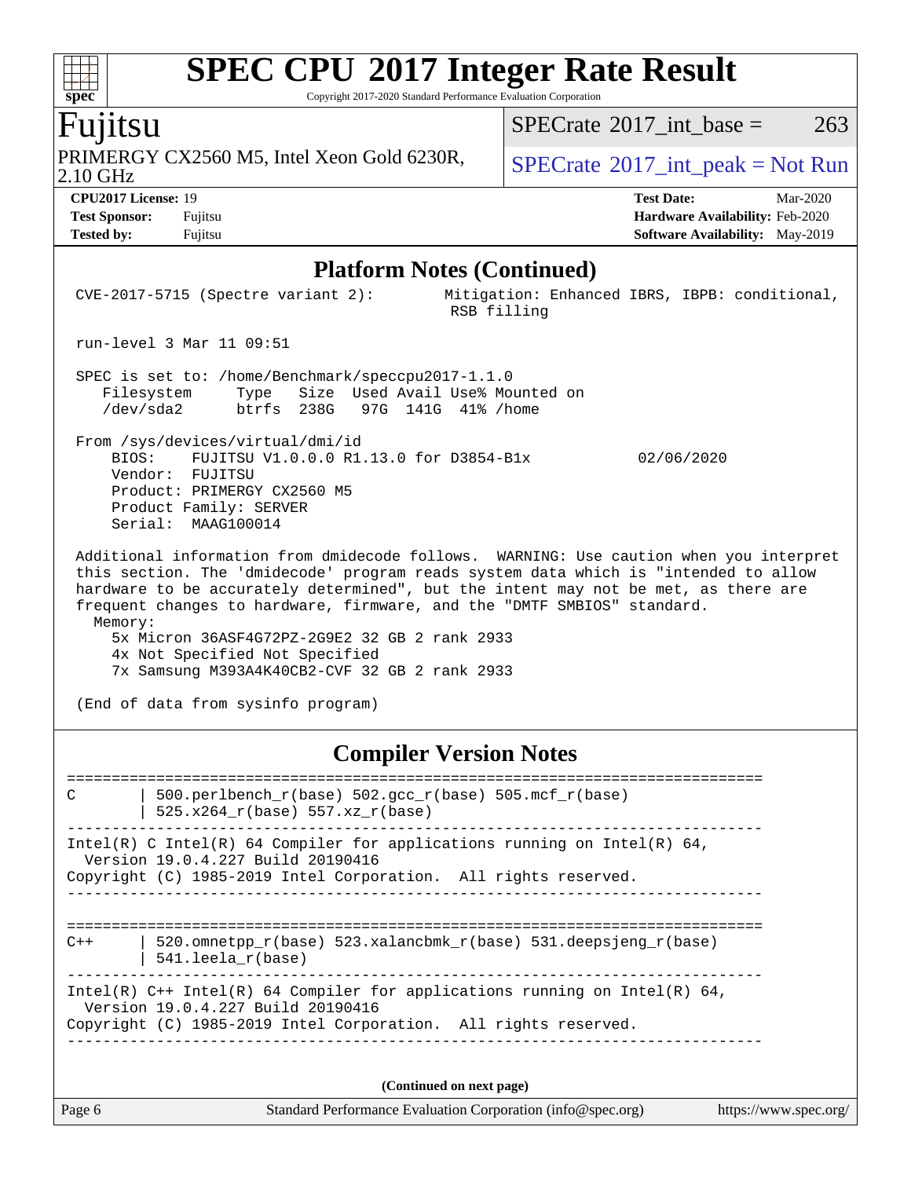# SPEC CPU 2017 Integer Rate Result

Copyright 2017-2020 Standard Performance Evaluation Corporation

## Fujitsu

PRIMERGY CX2560 M5, Intel Xeon Gold 6230R, 2.10 GHz

SPECrate 2017_int_base = 263

SPECrate 2017_int_peak = Not Run

**CPU2017 License:** 19
**Test Sponsor:** Fujitsu
**Tested by:** Fujitsu

**Test Date:** Mar-2020
**Hardware Availability:** Feb-2020
**Software Availability:** May-2019

### Platform Notes (Continued)

```
 CVE-2017-5715 (Spectre variant 2):        Mitigation: Enhanced IBRS, IBPB: conditional,
                                            RSB filling

 run-level 3 Mar 11 09:51

 SPEC is set to: /home/Benchmark/speccpu2017-1.1.0
    Filesystem     Type   Size  Used Avail Use% Mounted on
    /dev/sda2      btrfs  238G   97G  141G  41% /home

 From /sys/devices/virtual/dmi/id
     BIOS:    FUJITSU V1.0.0.0 R1.13.0 for D3854-B1x          02/06/2020
     Vendor:  FUJITSU
     Product: PRIMERGY CX2560 M5
     Product Family: SERVER
     Serial:  MAAG100014

 Additional information from dmidecode follows.  WARNING: Use caution when you interpret
 this section. The 'dmidecode' program reads system data which is "intended to allow
 hardware to be accurately determined", but the intent may not be met, as there are
 frequent changes to hardware, firmware, and the "DMTF SMBIOS" standard.
   Memory:
     5x Micron 36ASF4G72PZ-2G9E2 32 GB 2 rank 2933
     4x Not Specified Not Specified
     7x Samsung M393A4K40CB2-CVF 32 GB 2 rank 2933

 (End of data from sysinfo program)
```

### Compiler Version Notes

```
==============================================================================
C       | 500.perlbench_r(base) 502.gcc_r(base) 505.mcf_r(base)
        | 525.x264_r(base) 557.xz_r(base)
------------------------------------------------------------------------------
Intel(R) C Intel(R) 64 Compiler for applications running on Intel(R) 64,
  Version 19.0.4.227 Build 20190416
Copyright (C) 1985-2019 Intel Corporation.  All rights reserved.
------------------------------------------------------------------------------

==============================================================================
C++     | 520.omnetpp_r(base) 523.xalancbmk_r(base) 531.deepsjeng_r(base)
        | 541.leela_r(base)
------------------------------------------------------------------------------
Intel(R) C++ Intel(R) 64 Compiler for applications running on Intel(R) 64,
  Version 19.0.4.227 Build 20190416
Copyright (C) 1985-2019 Intel Corporation.  All rights reserved.
------------------------------------------------------------------------------
```

(Continued on next page)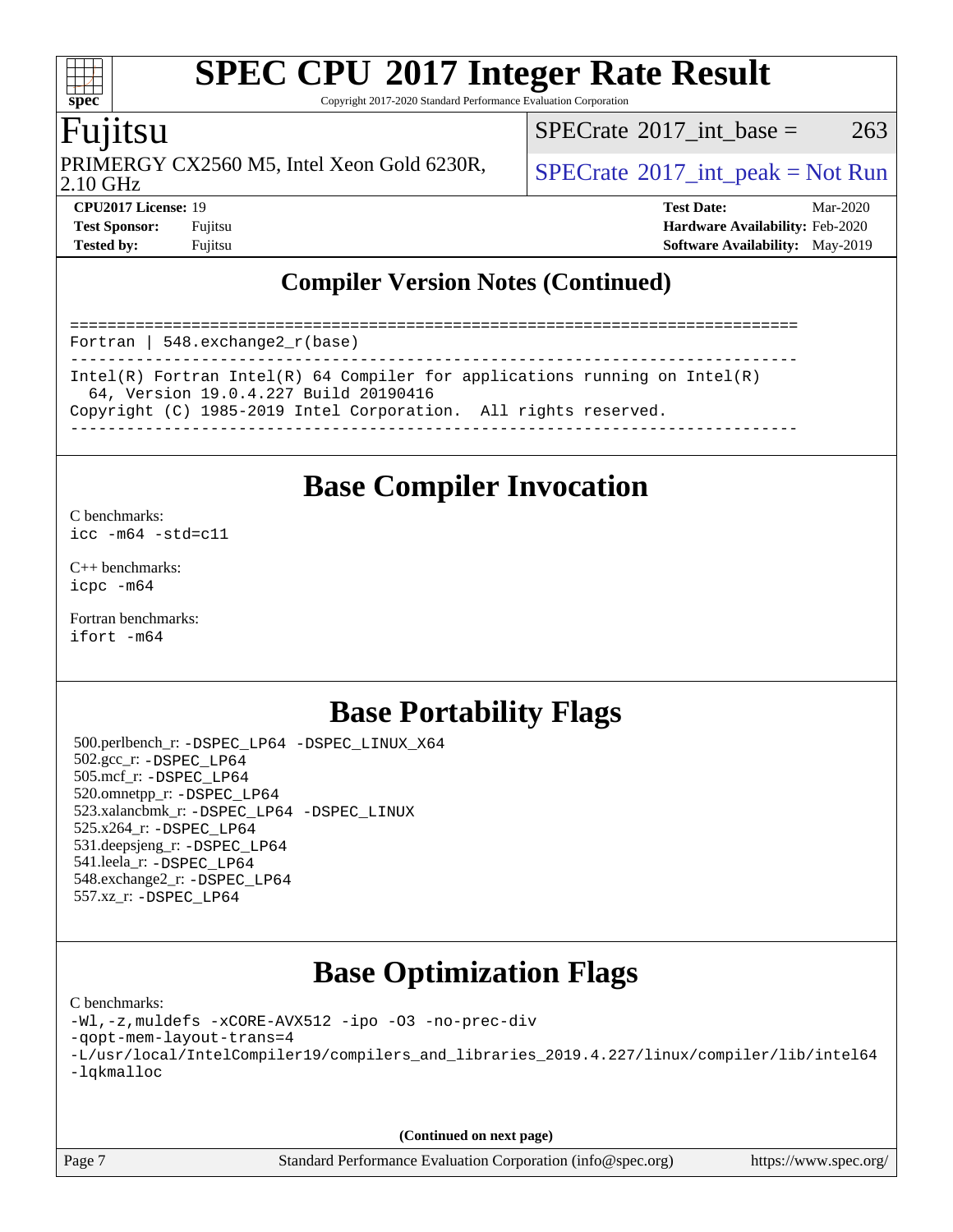## Compiler Version Notes (Continued)

```
==============================================================================
Fortran | 548.exchange2_r(base)
------------------------------------------------------------------------------
Intel(R) Fortran Intel(R) 64 Compiler for applications running on Intel(R)
  64, Version 19.0.4.227 Build 20190416
Copyright (C) 1985-2019 Intel Corporation.  All rights reserved.
------------------------------------------------------------------------------
```

## Base Compiler Invocation

C benchmarks:
`icc -m64 -std=c11`

C++ benchmarks:
`icpc -m64`

Fortran benchmarks:
`ifort -m64`

## Base Portability Flags

500.perlbench_r: `-DSPEC_LP64 -DSPEC_LINUX_X64`
502.gcc_r: `-DSPEC_LP64`
505.mcf_r: `-DSPEC_LP64`
520.omnetpp_r: `-DSPEC_LP64`
523.xalancbmk_r: `-DSPEC_LP64 -DSPEC_LINUX`
525.x264_r: `-DSPEC_LP64`
531.deepsjeng_r: `-DSPEC_LP64`
541.leela_r: `-DSPEC_LP64`
548.exchange2_r: `-DSPEC_LP64`
557.xz_r: `-DSPEC_LP64`

## Base Optimization Flags

C benchmarks:
```
-Wl,-z,muldefs -xCORE-AVX512 -ipo -O3 -no-prec-div
-qopt-mem-layout-trans=4
-L/usr/local/IntelCompiler19/compilers_and_libraries_2019.4.227/linux/compiler/lib/intel64
-lqkmalloc
```

**(Continued on next page)**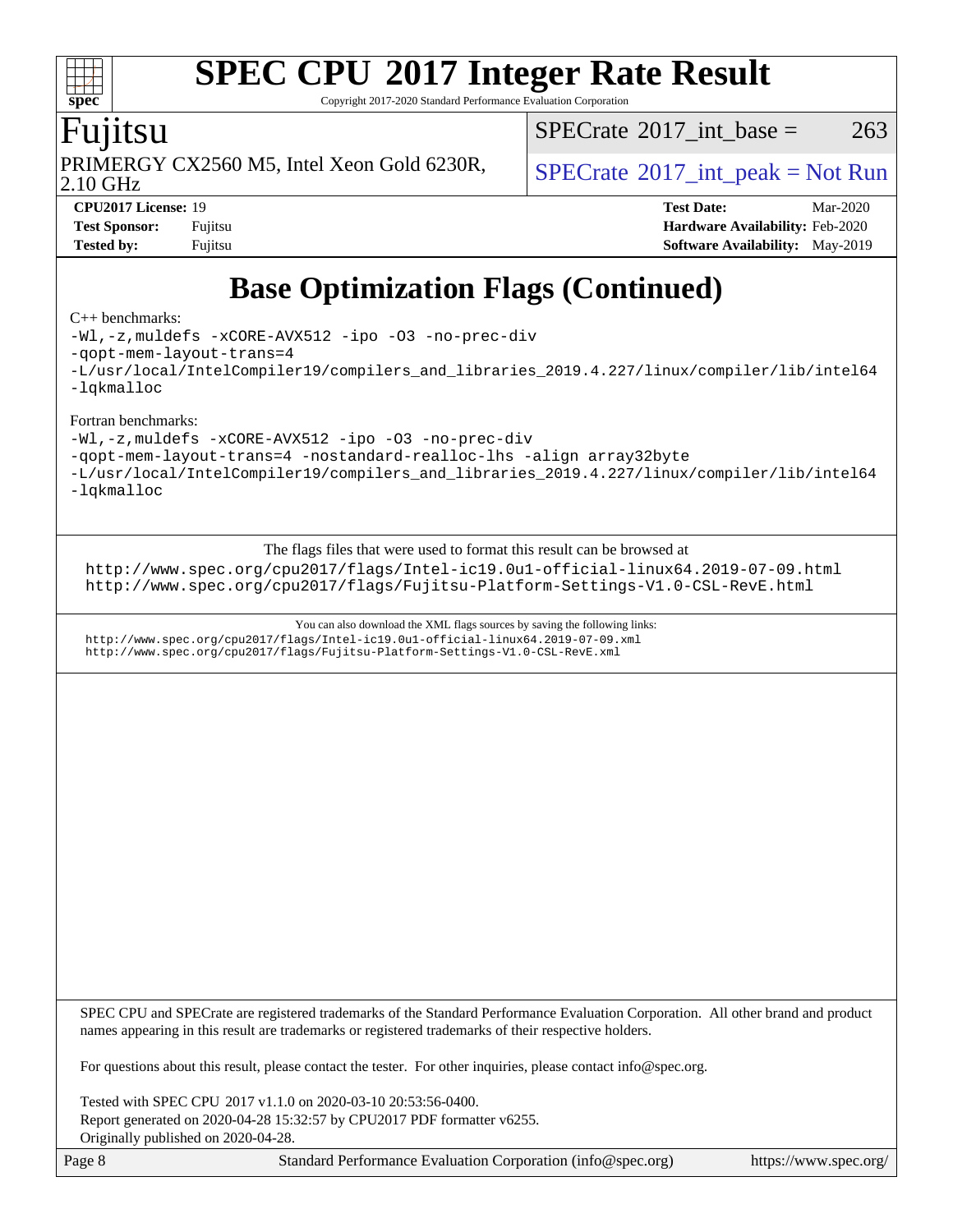# SPEC CPU 2017 Integer Rate Result

Copyright 2017-2020 Standard Performance Evaluation Corporation

**Fujitsu**

PRIMERGY CX2560 M5, Intel Xeon Gold 6230R, 2.10 GHz

SPECrate 2017_int_base = 263

SPECrate 2017_int_peak = Not Run

**CPU2017 License:** 19
**Test Sponsor:** Fujitsu
**Tested by:** Fujitsu

**Test Date:** Mar-2020
**Hardware Availability:** Feb-2020
**Software Availability:** May-2019

## Base Optimization Flags (Continued)

C++ benchmarks:

```
-Wl,-z,muldefs -xCORE-AVX512 -ipo -O3 -no-prec-div
-qopt-mem-layout-trans=4
-L/usr/local/IntelCompiler19/compilers_and_libraries_2019.4.227/linux/compiler/lib/intel64
-lqkmalloc
```

Fortran benchmarks:

```
-Wl,-z,muldefs -xCORE-AVX512 -ipo -O3 -no-prec-div
-qopt-mem-layout-trans=4 -nostandard-realloc-lhs -align array32byte
-L/usr/local/IntelCompiler19/compilers_and_libraries_2019.4.227/linux/compiler/lib/intel64
-lqkmalloc
```

The flags files that were used to format this result can be browsed at
http://www.spec.org/cpu2017/flags/Intel-ic19.0u1-official-linux64.2019-07-09.html
http://www.spec.org/cpu2017/flags/Fujitsu-Platform-Settings-V1.0-CSL-RevE.html

You can also download the XML flags sources by saving the following links:
http://www.spec.org/cpu2017/flags/Intel-ic19.0u1-official-linux64.2019-07-09.xml
http://www.spec.org/cpu2017/flags/Fujitsu-Platform-Settings-V1.0-CSL-RevE.xml

SPEC CPU and SPECrate are registered trademarks of the Standard Performance Evaluation Corporation. All other brand and product names appearing in this result are trademarks or registered trademarks of their respective holders.

For questions about this result, please contact the tester. For other inquiries, please contact info@spec.org.

Tested with SPEC CPU 2017 v1.1.0 on 2020-03-10 20:53:56-0400.
Report generated on 2020-04-28 15:32:57 by CPU2017 PDF formatter v6255.
Originally published on 2020-04-28.